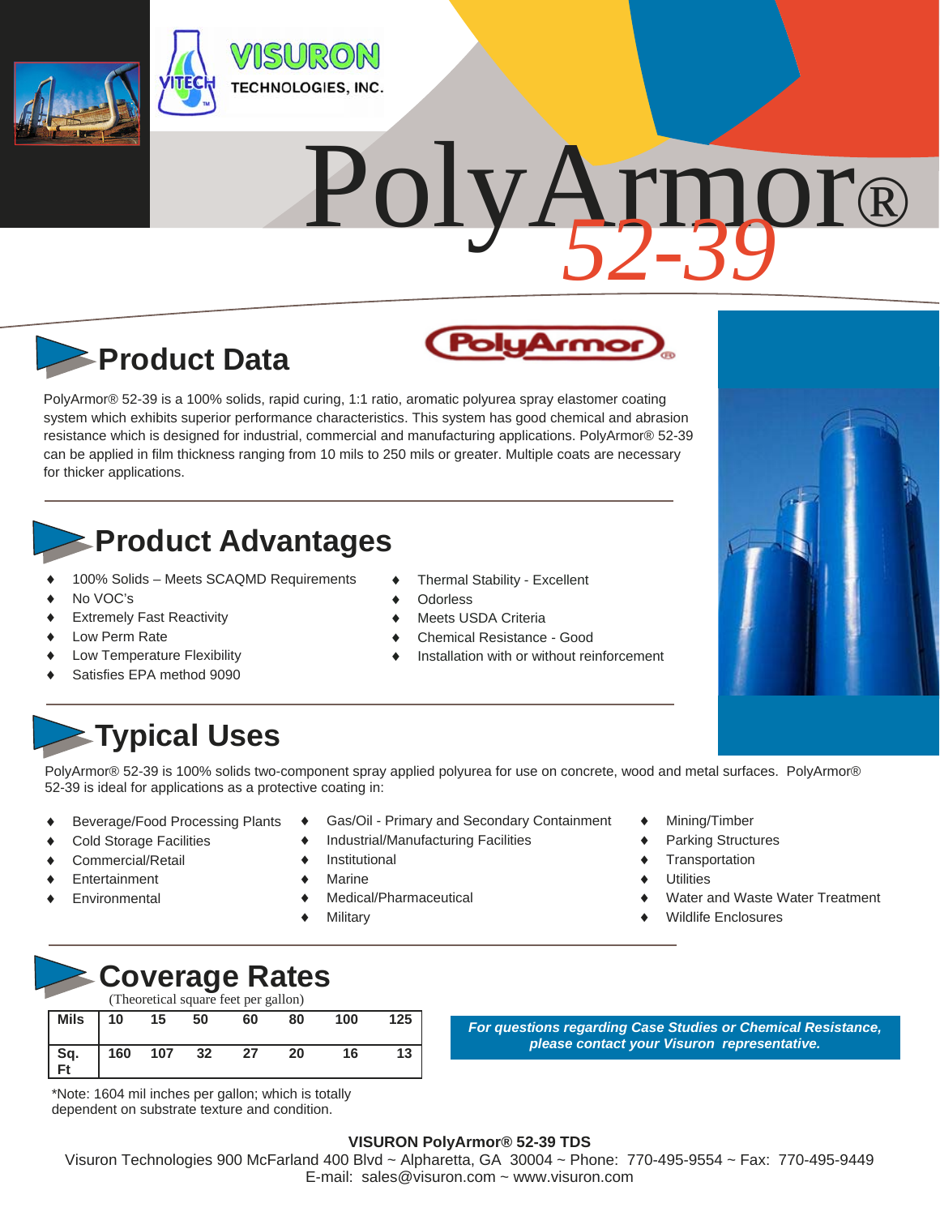VISURON TECHNOLOGIES, INC.

# PolyArmor® 52-39

## Product Data

PolyArmor® 52-39 is a 100% solids, rapid curing, 1:1 ratio, aromatic polyurea spray elastomer coating system which exhibits superior performance characteristics. This system has good chemical and abrasion resistance which is designed for industrial, commercial and manufacturing applications. PolyArmor® 52-39 can be applied in film thickness ranging from 10 mils to 250 mils or greater. Multiple coats are necessary for thicker applications.

## Product Advantages

- 100% Solids – Meets SCAQMD Requirements
- No VOC's
- Extremely Fast Reactivity
- Low Perm Rate
- Low Temperature Flexibility
- Satisfies EPA method 9090
- Thermal Stability - Excellent
- Odorless
- Meets USDA Criteria
- Chemical Resistance - Good
- Installation with or without reinforcement

## Typical Uses

PolyArmor® 52-39 is 100% solids two-component spray applied polyurea for use on concrete, wood and metal surfaces. PolyArmor® 52-39 is ideal for applications as a protective coating in:

- Beverage/Food Processing Plants
- Cold Storage Facilities
- Commercial/Retail
- Entertainment
- Environmental
- Gas/Oil - Primary and Secondary Containment
- Industrial/Manufacturing Facilities
- Institutional
- Marine
- Medical/Pharmaceutical
- Military
- Mining/Timber
- Parking Structures
- Transportation
- Utilities
- Water and Waste Water Treatment
- Wildlife Enclosures

## Coverage Rates

(Theoretical square feet per gallon)

| Mils | 10 | 15 | 50 | 60 | 80 | 100 | 125 |
|---|---|---|---|---|---|---|---|
| Sq. Ft | 160 | 107 | 32 | 27 | 20 | 16 | 13 |

*Note: 1604 mil inches per gallon; which is totally dependent on substrate texture and condition.

***For questions regarding Case Studies or Chemical Resistance, please contact your Visuron representative.***

**VISURON PolyArmor® 52-39 TDS**

Visuron Technologies 900 McFarland 400 Blvd ~ Alpharetta, GA 30004 ~ Phone: 770-495-9554 ~ Fax: 770-495-9449
E-mail: sales@visuron.com ~ www.visuron.com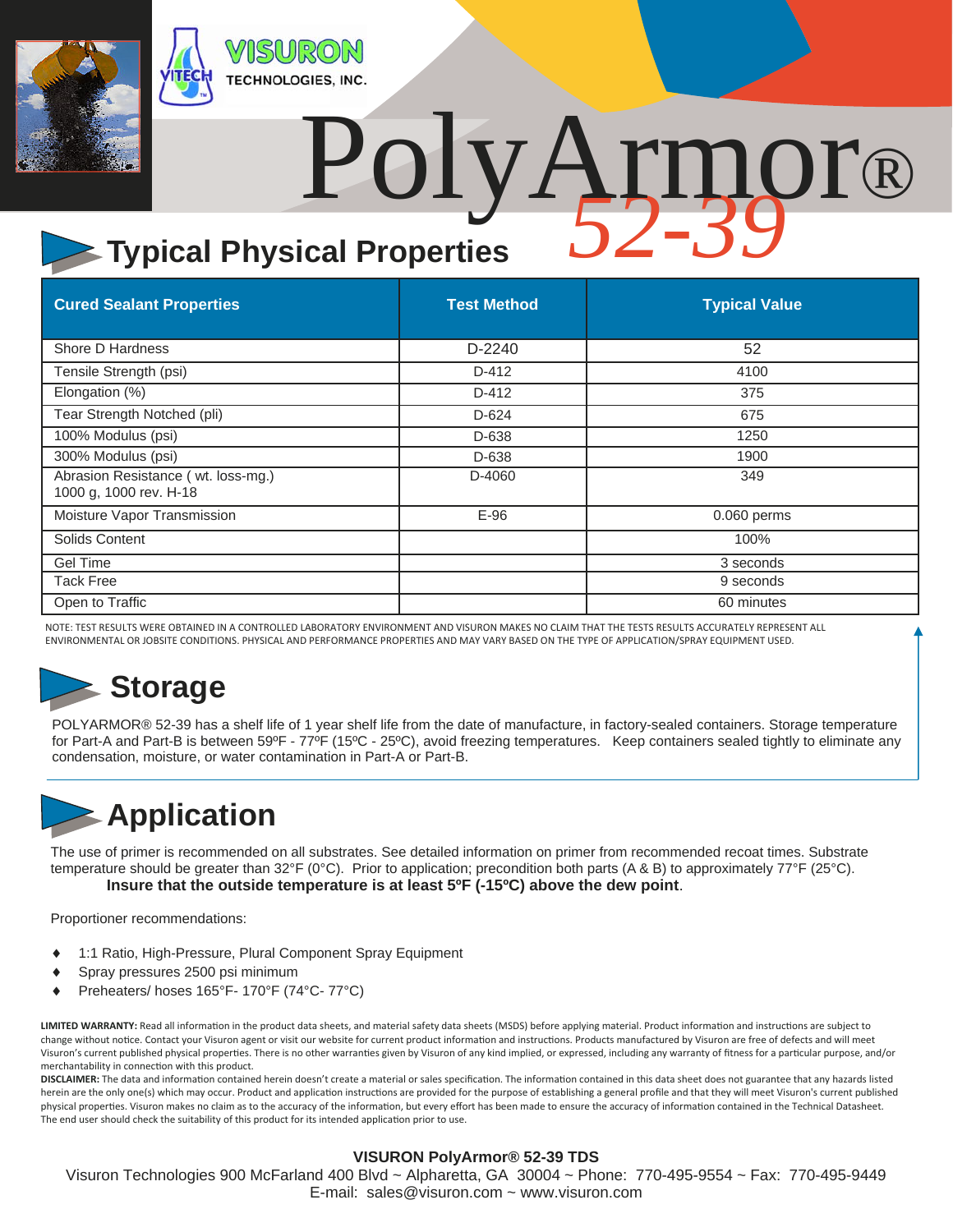VISURON TECHNOLOGIES, INC.

# PolyArmor® 52-39

## Typical Physical Properties

| Cured Sealant Properties | Test Method | Typical Value |
|---|---|---|
| Shore D Hardness | D-2240 | 52 |
| Tensile Strength (psi) | D-412 | 4100 |
| Elongation (%) | D-412 | 375 |
| Tear Strength Notched (pli) | D-624 | 675 |
| 100% Modulus (psi) | D-638 | 1250 |
| 300% Modulus (psi) | D-638 | 1900 |
| Abrasion Resistance ( wt. loss-mg.) 1000 g, 1000 rev. H-18 | D-4060 | 349 |
| Moisture Vapor Transmission | E-96 | 0.060 perms |
| Solids Content | | 100% |
| Gel Time | | 3 seconds |
| Tack Free | | 9 seconds |
| Open to Traffic | | 60 minutes |

NOTE: TEST RESULTS WERE OBTAINED IN A CONTROLLED LABORATORY ENVIRONMENT AND VISURON MAKES NO CLAIM THAT THE TESTS RESULTS ACCURATELY REPRESENT ALL ENVIRONMENTAL OR JOBSITE CONDITIONS. PHYSICAL AND PERFORMANCE PROPERTIES AND MAY VARY BASED ON THE TYPE OF APPLICATION/SPRAY EQUIPMENT USED.

## Storage

POLYARMOR® 52-39 has a shelf life of 1 year shelf life from the date of manufacture, in factory-sealed containers. Storage temperature for Part-A and Part-B is between 59ºF - 77ºF (15ºC - 25ºC), avoid freezing temperatures. Keep containers sealed tightly to eliminate any condensation, moisture, or water contamination in Part-A or Part-B.

## Application

The use of primer is recommended on all substrates. See detailed information on primer from recommended recoat times. Substrate temperature should be greater than 32°F (0°C). Prior to application; precondition both parts (A & B) to approximately 77°F (25°C). **Insure that the outside temperature is at least 5ºF (-15ºC) above the dew point**.

Proportioner recommendations:

- 1:1 Ratio, High-Pressure, Plural Component Spray Equipment
- Spray pressures 2500 psi minimum
- Preheaters/ hoses 165°F- 170°F (74°C- 77°C)

**LIMITED WARRANTY:** Read all information in the product data sheets, and material safety data sheets (MSDS) before applying material. Product information and instructions are subject to change without notice. Contact your Visuron agent or visit our website for current product information and instructions. Products manufactured by Visuron are free of defects and will meet Visuron's current published physical properties. There is no other warranties given by Visuron of any kind implied, or expressed, including any warranty of fitness for a particular purpose, and/or merchantability in connection with this product.

**DISCLAIMER:** The data and information contained herein doesn't create a material or sales specification. The information contained in this data sheet does not guarantee that any hazards listed herein are the only one(s) which may occur. Product and application instructions are provided for the purpose of establishing a general profile and that they will meet Visuron's current published physical properties. Visuron makes no claim as to the accuracy of the information, but every effort has been made to ensure the accuracy of information contained in the Technical Datasheet. The end user should check the suitability of this product for its intended application prior to use.

**VISURON PolyArmor® 52-39 TDS**

Visuron Technologies 900 McFarland 400 Blvd ~ Alpharetta, GA 30004 ~ Phone: 770-495-9554 ~ Fax: 770-495-9449
E-mail: sales@visuron.com ~ www.visuron.com